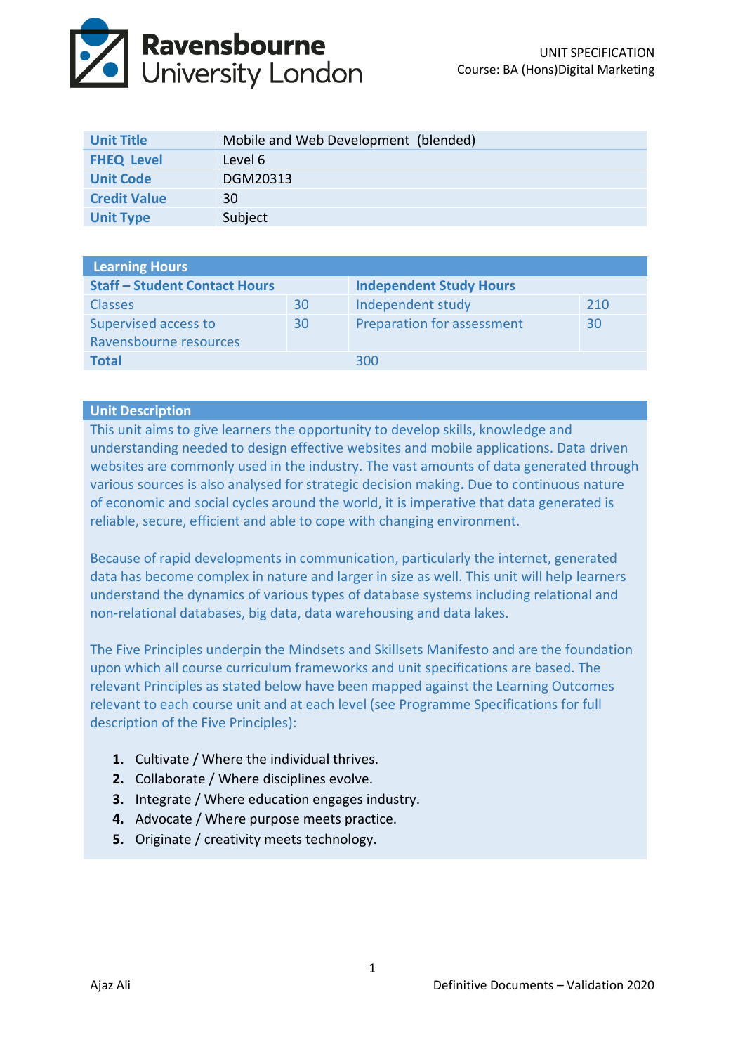UNIT SPECIFICATION
Course: BA (Hons)Digital Marketing

| | |
|---|---|
| **Unit Title** | Mobile and Web Development (blended) |
| **FHEQ Level** | Level 6 |
| **Unit Code** | DGM20313 |
| **Credit Value** | 30 |
| **Unit Type** | Subject |

| **Learning Hours** | | | |
|---|---|---|---|
| **Staff – Student Contact Hours** | | **Independent Study Hours** | |
| Classes | 30 | Independent study | 210 |
| Supervised access to Ravensbourne resources | 30 | Preparation for assessment | 30 |
| **Total** | | 300 | |

## Unit Description

This unit aims to give learners the opportunity to develop skills, knowledge and understanding needed to design effective websites and mobile applications. Data driven websites are commonly used in the industry. The vast amounts of data generated through various sources is also analysed for strategic decision making**.** Due to continuous nature of economic and social cycles around the world, it is imperative that data generated is reliable, secure, efficient and able to cope with changing environment.

Because of rapid developments in communication, particularly the internet, generated data has become complex in nature and larger in size as well. This unit will help learners understand the dynamics of various types of database systems including relational and non-relational databases, big data, data warehousing and data lakes.

The Five Principles underpin the Mindsets and Skillsets Manifesto and are the foundation upon which all course curriculum frameworks and unit specifications are based. The relevant Principles as stated below have been mapped against the Learning Outcomes relevant to each course unit and at each level (see Programme Specifications for full description of the Five Principles):

1. Cultivate / Where the individual thrives.
2. Collaborate / Where disciplines evolve.
3. Integrate / Where education engages industry.
4. Advocate / Where purpose meets practice.
5. Originate / creativity meets technology.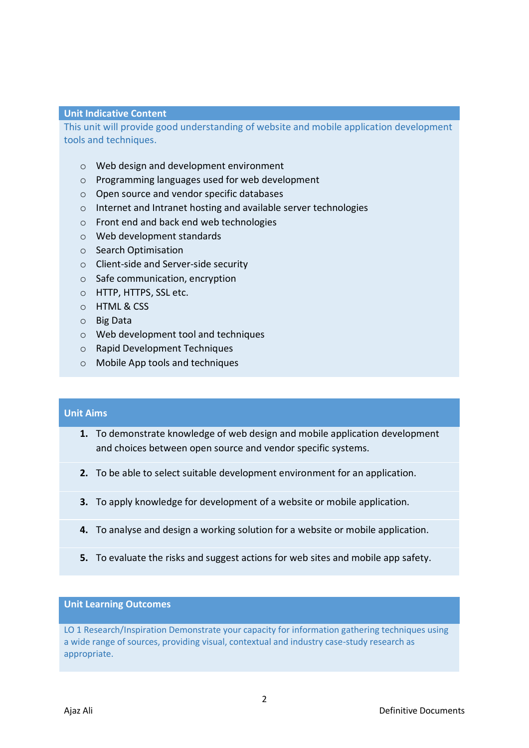## Unit Indicative Content

This unit will provide good understanding of website and mobile application development tools and techniques.

- Web design and development environment
- Programming languages used for web development
- Open source and vendor specific databases
- Internet and Intranet hosting and available server technologies
- Front end and back end web technologies
- Web development standards
- Search Optimisation
- Client-side and Server-side security
- Safe communication, encryption
- HTTP, HTTPS, SSL etc.
- HTML & CSS
- Big Data
- Web development tool and techniques
- Rapid Development Techniques
- Mobile App tools and techniques

## Unit Aims

1. To demonstrate knowledge of web design and mobile application development and choices between open source and vendor specific systems.
2. To be able to select suitable development environment for an application.
3. To apply knowledge for development of a website or mobile application.
4. To analyse and design a working solution for a website or mobile application.
5. To evaluate the risks and suggest actions for web sites and mobile app safety.

## Unit Learning Outcomes

LO 1 Research/Inspiration Demonstrate your capacity for information gathering techniques using a wide range of sources, providing visual, contextual and industry case-study research as appropriate.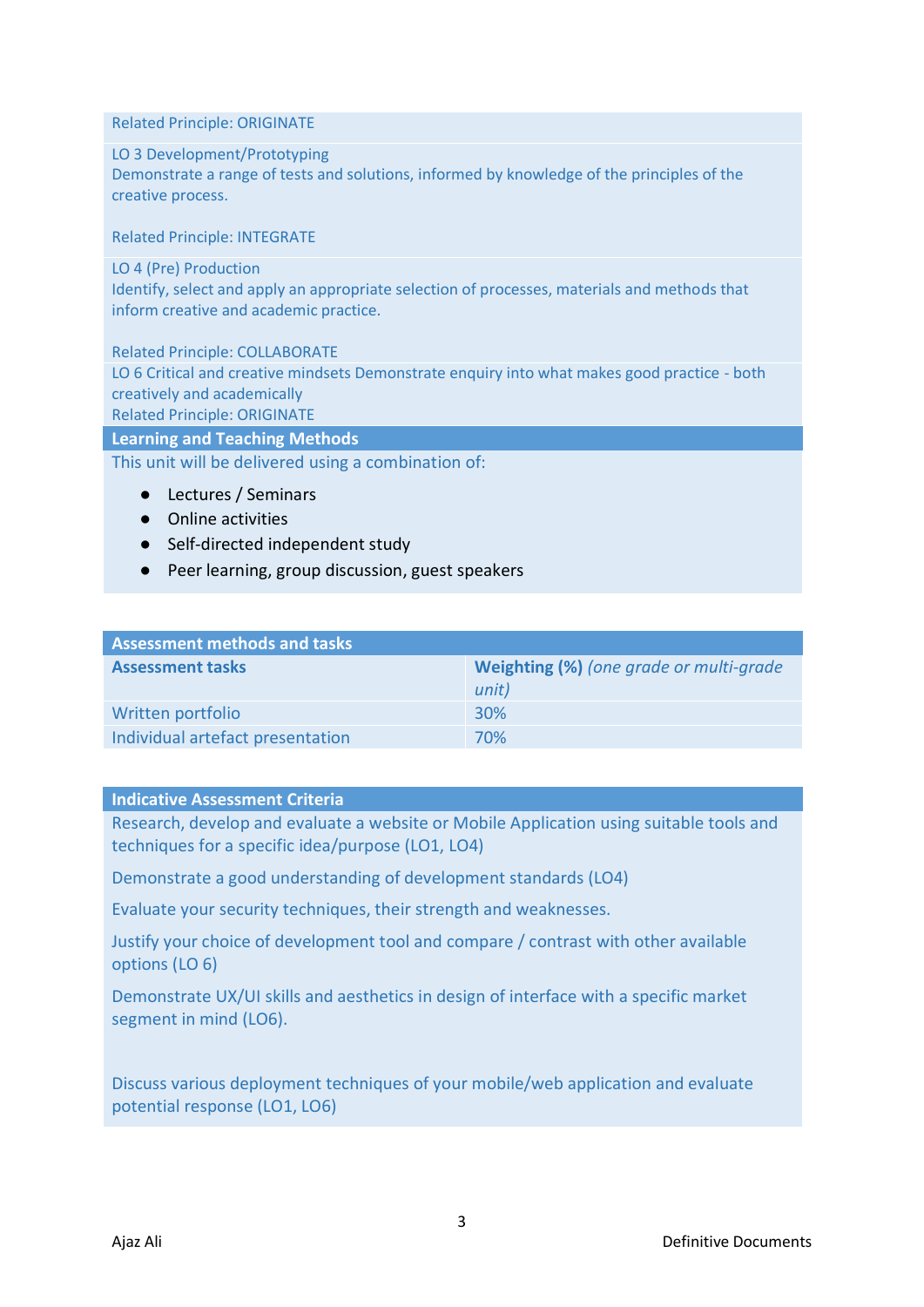Related Principle: ORIGINATE

LO 3 Development/Prototyping
Demonstrate a range of tests and solutions, informed by knowledge of the principles of the creative process.

Related Principle: INTEGRATE

LO 4 (Pre) Production
Identify, select and apply an appropriate selection of processes, materials and methods that inform creative and academic practice.

Related Principle: COLLABORATE

LO 6 Critical and creative mindsets Demonstrate enquiry into what makes good practice - both creatively and academically
Related Principle: ORIGINATE

## Learning and Teaching Methods

This unit will be delivered using a combination of:

- Lectures / Seminars
- Online activities
- Self-directed independent study
- Peer learning, group discussion, guest speakers

## Assessment methods and tasks

| Assessment tasks | **Weighting (%)** *(one grade or multi-grade unit)* |
|---|---|
| Written portfolio | 30% |
| Individual artefact presentation | 70% |

## Indicative Assessment Criteria

Research, develop and evaluate a website or Mobile Application using suitable tools and techniques for a specific idea/purpose (LO1, LO4)

Demonstrate a good understanding of development standards (LO4)

Evaluate your security techniques, their strength and weaknesses.

Justify your choice of development tool and compare / contrast with other available options (LO 6)

Demonstrate UX/UI skills and aesthetics in design of interface with a specific market segment in mind (LO6).

Discuss various deployment techniques of your mobile/web application and evaluate potential response (LO1, LO6)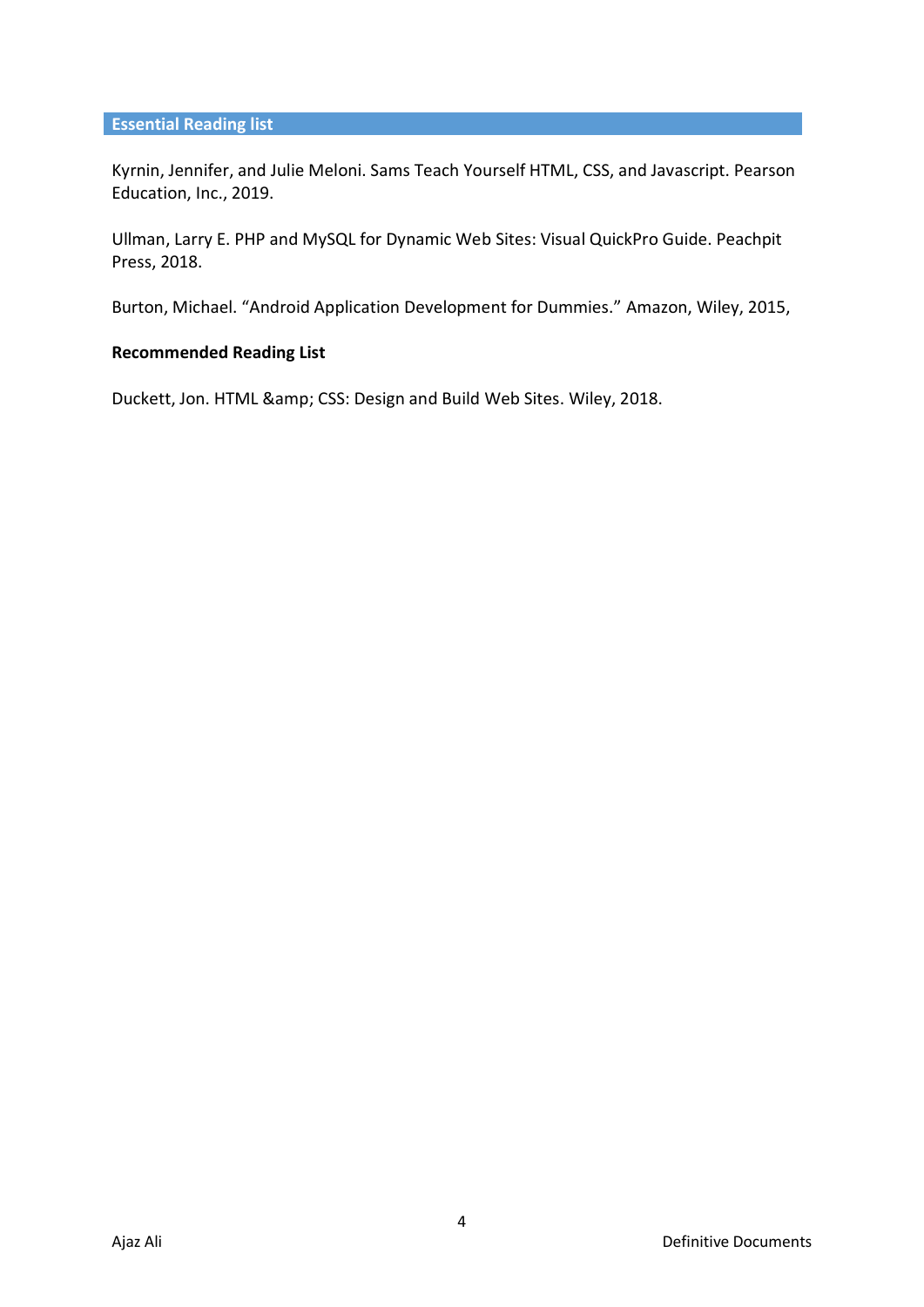## Essential Reading list

Kyrnin, Jennifer, and Julie Meloni. Sams Teach Yourself HTML, CSS, and Javascript. Pearson Education, Inc., 2019.

Ullman, Larry E. PHP and MySQL for Dynamic Web Sites: Visual QuickPro Guide. Peachpit Press, 2018.

Burton, Michael. "Android Application Development for Dummies." Amazon, Wiley, 2015,

**Recommended Reading List**

Duckett, Jon. HTML &amp; CSS: Design and Build Web Sites. Wiley, 2018.